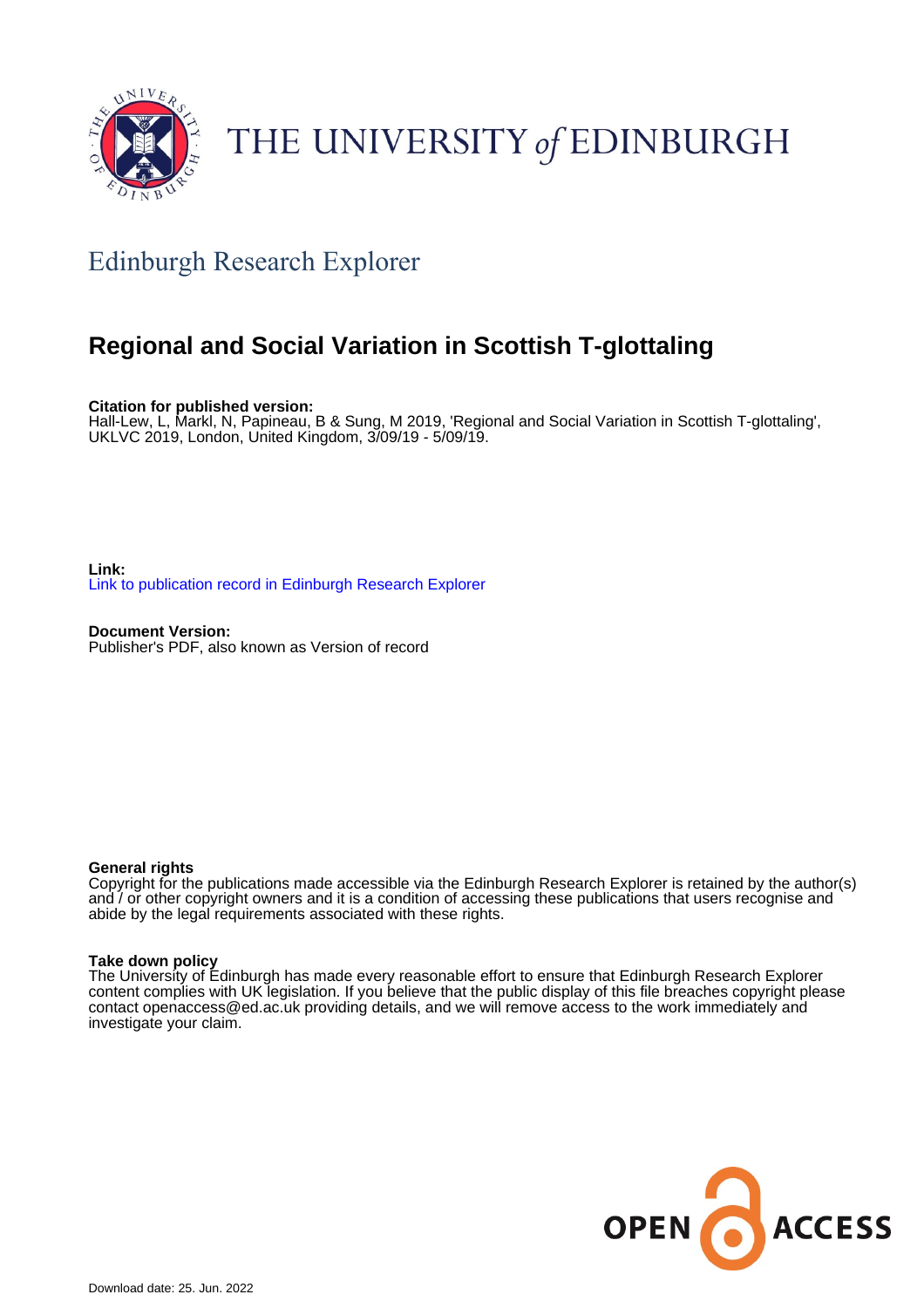THE UNIVERSITY *of* EDINBURGH

## Edinburgh Research Explorer

# Regional and Social Variation in Scottish T-glottaling

**Citation for published version:**
Hall-Lew, L, Markl, N, Papineau, B & Sung, M 2019, 'Regional and Social Variation in Scottish T-glottaling', UKLVC 2019, London, United Kingdom, 3/09/19 - 5/09/19.

**Link:**
Link to publication record in Edinburgh Research Explorer

**Document Version:**
Publisher's PDF, also known as Version of record

**General rights**
Copyright for the publications made accessible via the Edinburgh Research Explorer is retained by the author(s) and / or other copyright owners and it is a condition of accessing these publications that users recognise and abide by the legal requirements associated with these rights.

**Take down policy**
The University of Edinburgh has made every reasonable effort to ensure that Edinburgh Research Explorer content complies with UK legislation. If you believe that the public display of this file breaches copyright please contact openaccess@ed.ac.uk providing details, and we will remove access to the work immediately and investigate your claim.

Download date: 25. Jun. 2022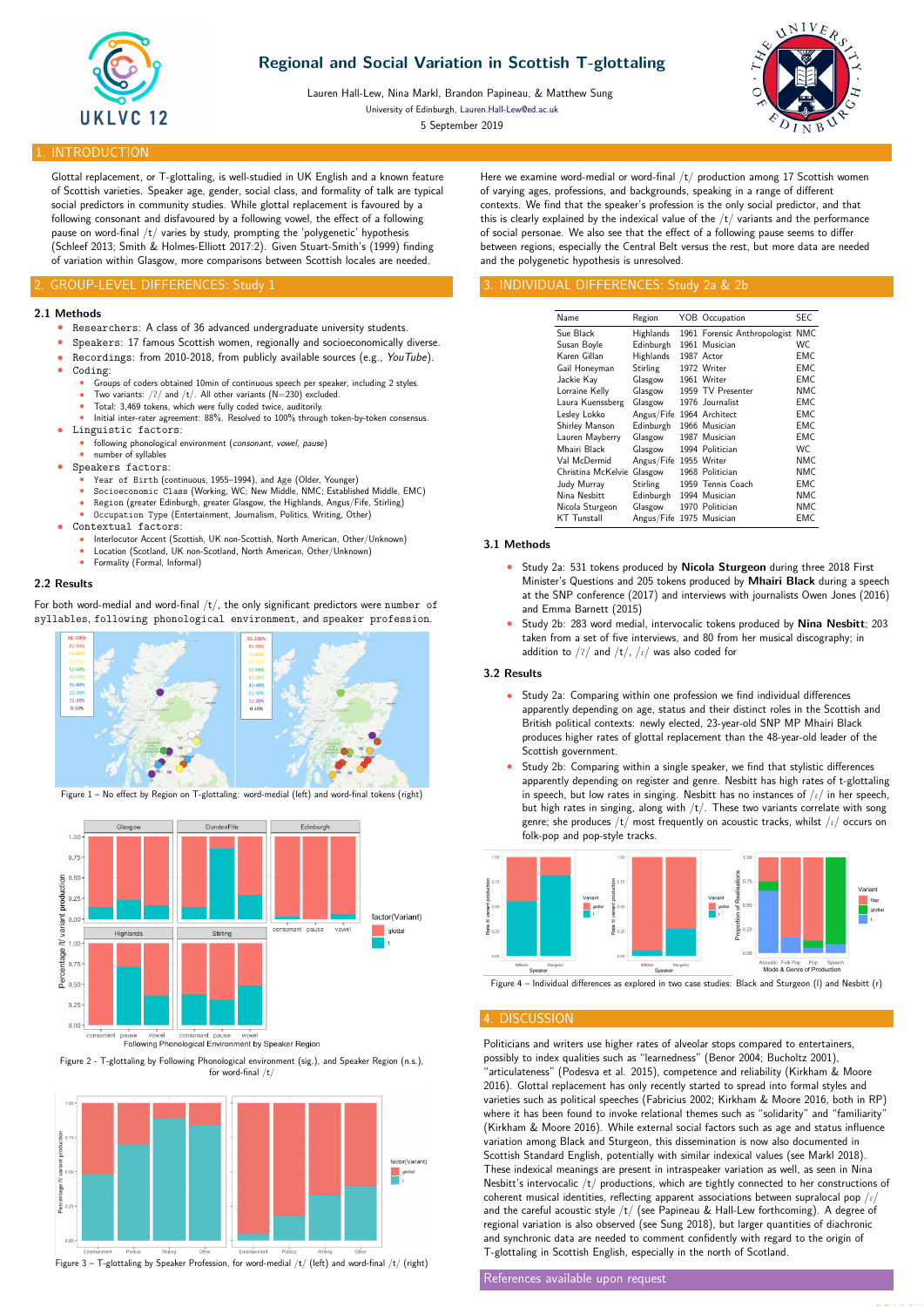# Regional and Social Variation in Scottish T-glottaling

UKLVC 12

Lauren Hall-Lew, Nina Markl, Brandon Papineau, & Matthew Sung

University of Edinburgh, Lauren.Hall-Lew@ed.ac.uk

5 September 2019

## 1. INTRODUCTION

Glottal replacement, or T-glottaling, is well-studied in UK English and a known feature of Scottish varieties. Speaker age, gender, social class, and formality of talk are typical social predictors in community studies. While glottal replacement is favoured by a following consonant and disfavoured by a following vowel, the effect of a following pause on word-final /t/ varies by study, prompting the 'polygenetic' hypothesis (Schleef 2013; Smith & Holmes-Elliott 2017:2). Given Stuart-Smith's (1999) finding of variation within Glasgow, more comparisons between Scottish locales are needed.

Here we examine word-medial or word-final /t/ production among 17 Scottish women of varying ages, professions, and backgrounds, speaking in a range of different contexts. We find that the speaker's profession is the only social predictor, and that this is clearly explained by the indexical value of the /t/ variants and the performance of social personae. We also see that the effect of a following pause seems to differ between regions, especially the Central Belt versus the rest, but more data are needed and the polygenetic hypothesis is unresolved.

## 2. GROUP-LEVEL DIFFERENCES: Study 1

### 2.1 Methods

- Researchers: A class of 36 advanced undergraduate university students.
- Speakers: 17 famous Scottish women, regionally and socioeconomically diverse.
- Recordings: from 2010-2018, from publicly available sources (e.g., *YouTube*).
- Coding:
  - Groups of coders obtained 10min of continuous speech per speaker, including 2 styles.
  - Two variants: /ʔ/ and /t/. All other variants (N=230) excluded.
  - Total: 3,469 tokens, which were fully coded twice, auditorily.
  - Initial inter-rater agreement: 88%. Resolved to 100% through token-by-token consensus.
- Linguistic factors:
  - following phonological environment (*consonant, vowel, pause*)
  - number of syllables
- Speakers factors:
  - Year of Birth (continuous, 1955–1994), and Age (Older, Younger)
  - Socioeconomic Class (Working, WC; New Middle, NMC; Established Middle, EMC)
  - Region (greater Edinburgh, greater Glasgow, the Highlands, Angus/Fife, Stirling)
  - Occupation Type (Entertainment, Journalism, Politics, Writing, Other)
- Contextual factors:
  - Interlocutor Accent (Scottish, UK non-Scottish, North American, Other/Unknown)
  - Location (Scotland, UK non-Scotland, North American, Other/Unknown)
  - Formality (Formal, Informal)

### 2.2 Results

For both word-medial and word-final /t/, the only significant predictors were number of syllables, following phonological environment, and speaker profession.

91-100%
81-90%
71-80%
61-70%
51-60%
41-50%
31-40%
21-30%
11-20%
0-10%

Figure 1 – No effect by Region on T-glottaling: word-medial (left) and word-final tokens (right)

Glasgow
DundeeFife
Edinburgh
Highlands
Stirling
Percentage /t/ variant production
1.00
0.75
0.50
0.25
0.00
consonant pause vowel
factor(Variant)
glottal
t
Following Phonological Environment by Speaker Region

Figure 2 - T-glottaling by Following Phonological Environment (sig.), and Speaker Region (n.s.), for word-final /t/

Percentage /t/ variant production
1.00
0.75
0.50
0.25
0.00
Entertainment Politics Writing Other
factor(Variant)
glottal
t

Figure 3 – T-glottaling by Speaker Profession, for word-medial /t/ (left) and word-final /t/ (right)

## 3. INDIVIDUAL DIFFERENCES: Study 2a & 2b

| Name | Region | YOB | Occupation | SEC |
|---|---|---|---|---|
| Sue Black | Highlands | 1961 | Forensic Anthropologist | NMC |
| Susan Boyle | Edinburgh | 1961 | Musician | WC |
| Karen Gillan | Highlands | 1987 | Actor | EMC |
| Gail Honeyman | Stirling | 1972 | Writer | EMC |
| Jackie Kay | Glasgow | 1961 | Writer | EMC |
| Lorraine Kelly | Glasgow | 1959 | TV Presenter | NMC |
| Laura Kuenssberg | Glasgow | 1976 | Journalist | EMC |
| Lesley Lokko | Angus/Fife | 1964 | Architect | EMC |
| Shirley Manson | Edinburgh | 1966 | Musician | EMC |
| Lauren Mayberry | Glasgow | 1987 | Musician | EMC |
| Mhairi Black | Glasgow | 1994 | Politician | WC |
| Val McDermid | Angus/Fife | 1955 | Writer | NMC |
| Christina McKelvie | Glasgow | 1968 | Politician | NMC |
| Judy Murray | Stirling | 1959 | Tennis Coach | EMC |
| Nina Nesbitt | Edinburgh | 1994 | Musician | NMC |
| Nicola Sturgeon | Glasgow | 1970 | Politician | NMC |
| KT Tunstall | Angus/Fife | 1975 | Musician | EMC |

### 3.1 Methods

- Study 2a: 531 tokens produced by **Nicola Sturgeon** during three 2018 First Minister's Questions and 205 tokens produced by **Mhairi Black** during a speech at the SNP conference (2017) and interviews with journalists Owen Jones (2016) and Emma Barnett (2015)
- Study 2b: 283 word medial, intervocalic tokens produced by **Nina Nesbitt**; 203 taken from a set of five interviews, and 80 from her musical discography; in addition to /ʔ/ and /t/, /ɾ/ was also coded for

### 3.2 Results

- Study 2a: Comparing within one profession we find individual differences apparently depending on age, status and their distinct roles in the Scottish and British political contexts: newly elected, 23-year-old SNP MP Mhairi Black produces higher rates of glottal replacement than the 48-year-old leader of the Scottish government.
- Study 2b: Comparing within a single speaker, we find that stylistic differences apparently depending on register and genre. Nesbitt has high rates of t-glottaling in speech, but low rates in singing. Nesbitt has no instances of /ɾ/ in her speech, but high rates in singing, along with /t/. These two variants correlate with song genre; she produces /t/ most frequently on acoustic tracks, whilst /ɾ/ occurs on folk-pop and pop-style tracks.

Rate /t/ variant production
1.00
0.75
0.50
0.25
0.00
Mhairi Sturgeon
Speaker
Variant
glottal
t
Proportion of Realisations
Acoustic Folk Pop Pop Speech
Mode & Genre of Production
Variant
flap
glottal
t

Figure 4 – Individual differences as explored in two case studies: Black and Sturgeon (l) and Nesbitt (r)

## 4. DISCUSSION

Politicians and writers use higher rates of alveolar stops compared to entertainers, possibly to index qualities such as "learnedness" (Benor 2004; Bucholtz 2001), "articulateness" (Podesva et al. 2015), competence and reliability (Kirkham & Moore 2016). Glottal replacement has only recently started to spread into formal styles and varieties such as political speeches (Fabricius 2002; Kirkham & Moore 2016, both in RP) where it has been found to invoke relational themes such as "solidarity" and "familiarity" (Kirkham & Moore 2016). While external social factors such as age and status influence variation among Black and Sturgeon, this dissemination is now also documented in Scottish Standard English, potentially with similar indexical values (see Markl 2018). These indexical meanings are present in intraspeaker variation as well, as seen in Nina Nesbitt's intervocalic /t/ productions, which are tightly connected to her constructions of coherent musical identities, reflecting apparent associations between supralocal pop /ɾ/ and the careful acoustic style /t/ (see Papineau & Hall-Lew forthcoming). A degree of regional variation is also observed (see Sung 2018), but larger quantities of diachronic and synchronic data are needed to comment confidently with regard to the origin of T-glottaling in Scottish English, especially in the north of Scotland.

References available upon request